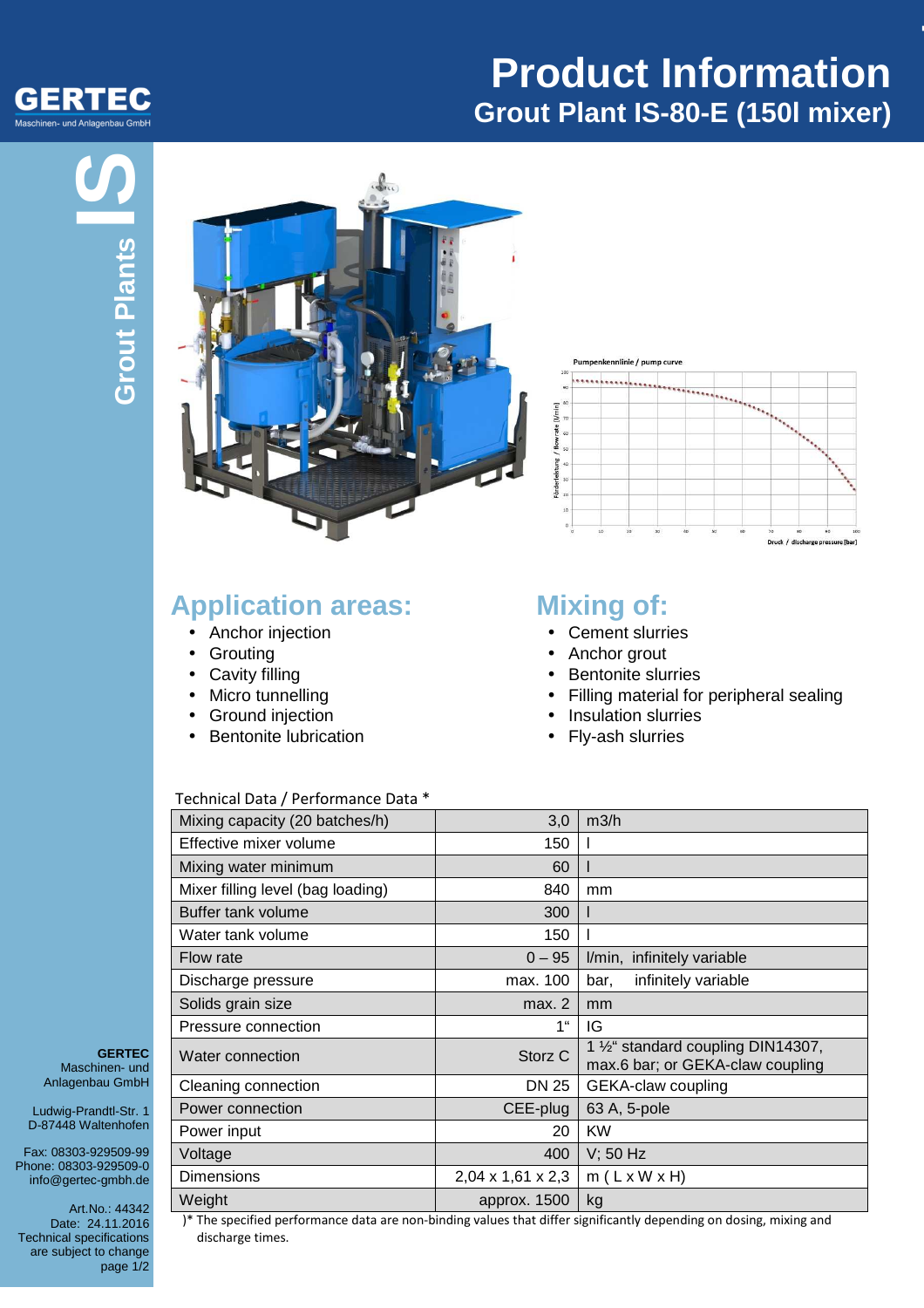# Product Information

## Grout Plant IS-80-E (150l mixer)

GERTEC
Maschinen- und Anlagenbau GmbH

Grout Plants **IS**

Pumpenkennlinie / pump curve

## Application areas:

- Anchor injection
- Grouting
- Cavity filling
- Micro tunnelling
- Ground injection
- Bentonite lubrication

## Mixing of:

- Cement slurries
- Anchor grout
- Bentonite slurries
- Filling material for peripheral sealing
- Insulation slurries
- Fly-ash slurries

Technical Data / Performance Data *

| | | |
|---|---:|---|
| Mixing capacity (20 batches/h) | 3,0 | m3/h |
| Effective mixer volume | 150 | l |
| Mixing water minimum | 60 | l |
| Mixer filling level (bag loading) | 840 | mm |
| Buffer tank volume | 300 | l |
| Water tank volume | 150 | l |
| Flow rate | 0 – 95 | l/min, infinitely variable |
| Discharge pressure | max. 100 | bar, infinitely variable |
| Solids grain size | max. 2 | mm |
| Pressure connection | 1" | IG |
| Water connection | Storz C | 1 ½" standard coupling DIN14307, max.6 bar; or GEKA-claw coupling |
| Cleaning connection | DN 25 | GEKA-claw coupling |
| Power connection | CEE-plug | 63 A, 5-pole |
| Power input | 20 | KW |
| Voltage | 400 | V; 50 Hz |
| Dimensions | 2,04 x 1,61 x 2,3 | m ( L x W x H) |
| Weight | approx. 1500 | kg |

)* The specified performance data are non-binding values that differ significantly depending on dosing, mixing and discharge times.

**GERTEC**
Maschinen- und
Anlagenbau GmbH

Ludwig-Prandtl-Str. 1
D-87448 Waltenhofen

Fax: 08303-929509-99
Phone: 08303-929509-0
info@gertec-gmbh.de

Art.No.: 44342
Date: 24.11.2016
Technical specifications are subject to change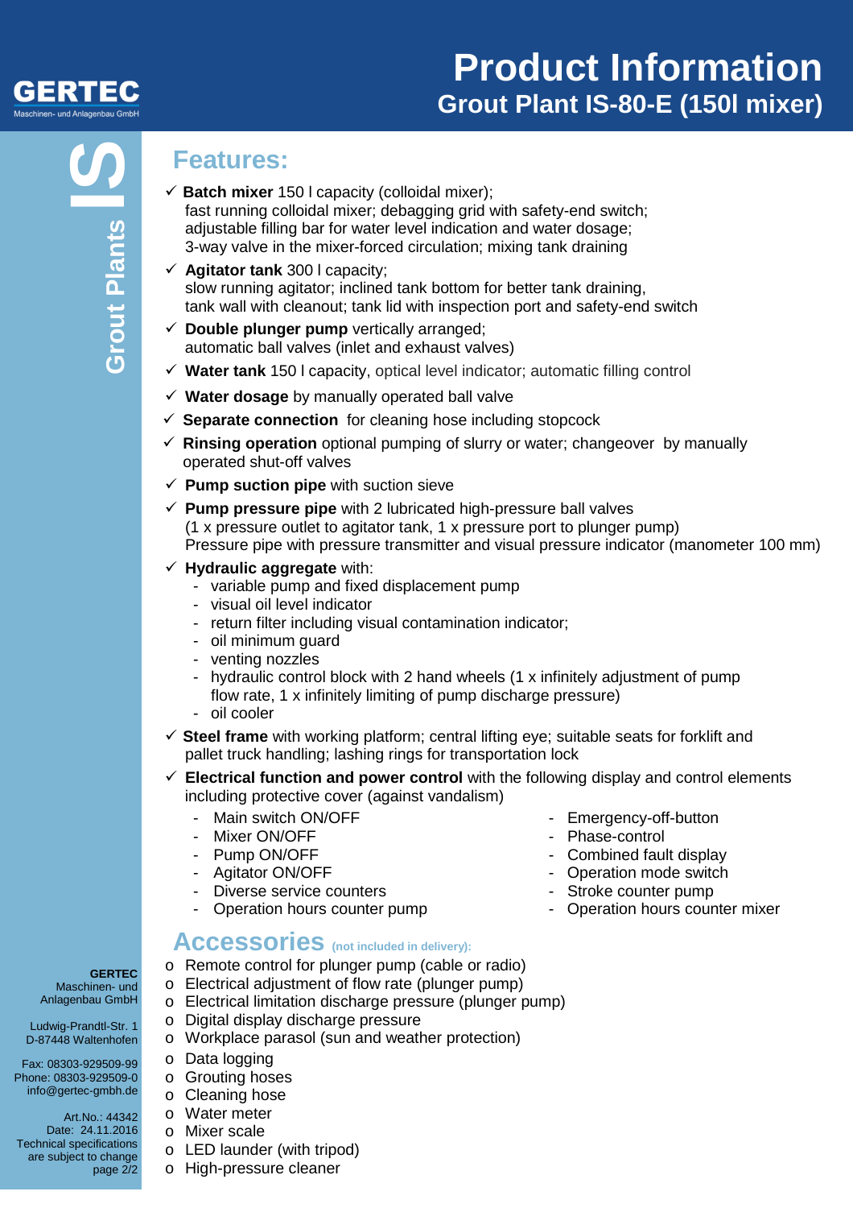# Product Information

## Grout Plant IS-80-E (150l mixer)

GERTEC
Maschinen- und Anlagenbau GmbH

Grout Plants IS

## Features:

- ✓ **Batch mixer** 150 l capacity (colloidal mixer);
  fast running colloidal mixer; debagging grid with safety-end switch;
  adjustable filling bar for water level indication and water dosage;
  3-way valve in the mixer-forced circulation; mixing tank draining
- ✓ **Agitator tank** 300 l capacity;
  slow running agitator; inclined tank bottom for better tank draining,
  tank wall with cleanout; tank lid with inspection port and safety-end switch
- ✓ **Double plunger pump** vertically arranged;
  automatic ball valves (inlet and exhaust valves)
- ✓ **Water tank** 150 l capacity, optical level indicator; automatic filling control
- ✓ **Water dosage** by manually operated ball valve
- ✓ **Separate connection** for cleaning hose including stopcock
- ✓ **Rinsing operation** optional pumping of slurry or water; changeover by manually operated shut-off valves
- ✓ **Pump suction pipe** with suction sieve
- ✓ **Pump pressure pipe** with 2 lubricated high-pressure ball valves
  (1 x pressure outlet to agitator tank, 1 x pressure port to plunger pump)
  Pressure pipe with pressure transmitter and visual pressure indicator (manometer 100 mm)
- ✓ **Hydraulic aggregate** with:
  - variable pump and fixed displacement pump
  - visual oil level indicator
  - return filter including visual contamination indicator;
  - oil minimum guard
  - venting nozzles
  - hydraulic control block with 2 hand wheels (1 x infinitely adjustment of pump flow rate, 1 x infinitely limiting of pump discharge pressure)
  - oil cooler
- ✓ **Steel frame** with working platform; central lifting eye; suitable seats for forklift and pallet truck handling; lashing rings for transportation lock
- ✓ **Electrical function and power control** with the following display and control elements including protective cover (against vandalism)
  - Main switch ON/OFF
  - Mixer ON/OFF
  - Pump ON/OFF
  - Agitator ON/OFF
  - Diverse service counters
  - Operation hours counter pump
  - Emergency-off-button
  - Phase-control
  - Combined fault display
  - Operation mode switch
  - Stroke counter pump
  - Operation hours counter mixer

## Accessories (not included in delivery):

- Remote control for plunger pump (cable or radio)
- Electrical adjustment of flow rate (plunger pump)
- Electrical limitation discharge pressure (plunger pump)
- Digital display discharge pressure
- Workplace parasol (sun and weather protection)
- Data logging
- Grouting hoses
- Cleaning hose
- Water meter
- Mixer scale
- LED launder (with tripod)
- High-pressure cleaner

**GERTEC**
Maschinen- und
Anlagenbau GmbH

Ludwig-Prandtl-Str. 1
D-87448 Waltenhofen

Fax: 08303-929509-99
Phone: 08303-929509-0
info@gertec-gmbh.de

Art.No.: 44342
Date: 24.11.2016
Technical specifications are subject to change